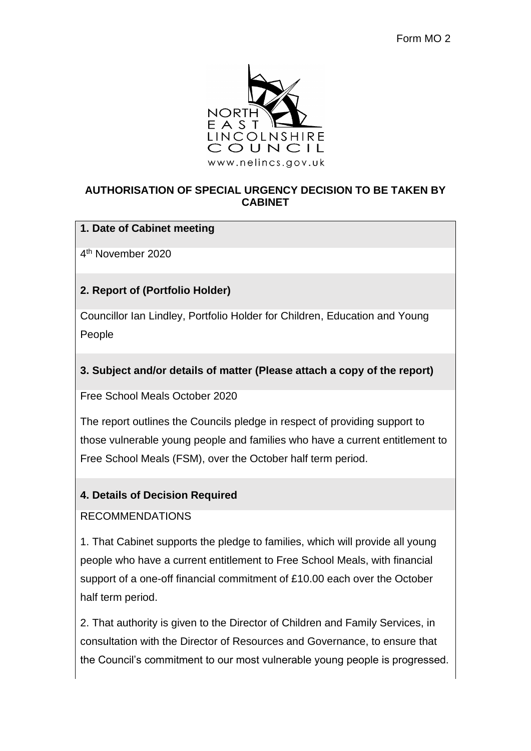Form MO 2

NORTH EAST LINCOLNSHIRE COUNCIL
www.nelincs.gov.uk

## AUTHORISATION OF SPECIAL URGENCY DECISION TO BE TAKEN BY CABINET

**1. Date of Cabinet meeting**

4th November 2020

**2. Report of (Portfolio Holder)**

Councillor Ian Lindley, Portfolio Holder for Children, Education and Young People

**3. Subject and/or details of matter (Please attach a copy of the report)**

Free School Meals October 2020

The report outlines the Councils pledge in respect of providing support to those vulnerable young people and families who have a current entitlement to Free School Meals (FSM), over the October half term period.

**4. Details of Decision Required**

RECOMMENDATIONS

1. That Cabinet supports the pledge to families, which will provide all young people who have a current entitlement to Free School Meals, with financial support of a one-off financial commitment of £10.00 each over the October half term period.

2. That authority is given to the Director of Children and Family Services, in consultation with the Director of Resources and Governance, to ensure that the Council's commitment to our most vulnerable young people is progressed.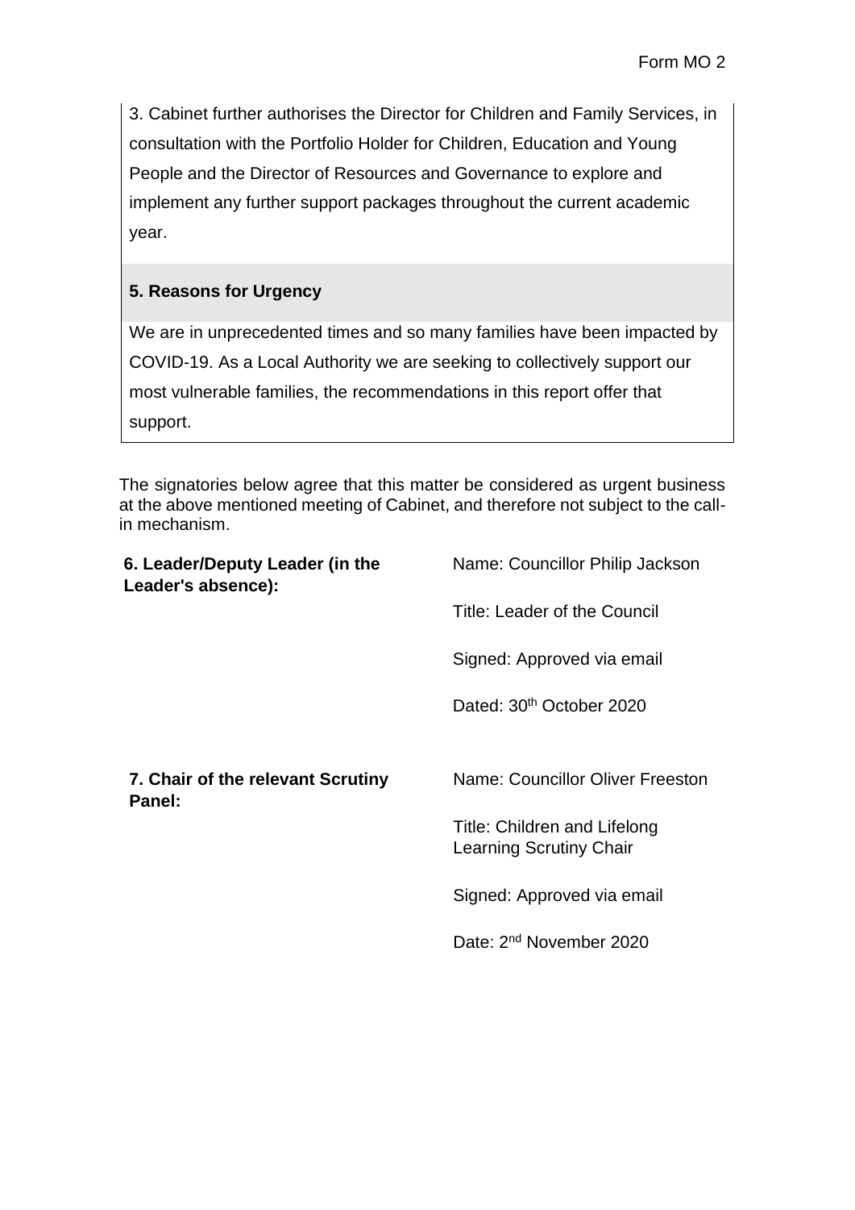3. Cabinet further authorises the Director for Children and Family Services, in consultation with the Portfolio Holder for Children, Education and Young People and the Director of Resources and Governance to explore and implement any further support packages throughout the current academic year.

**5. Reasons for Urgency**

We are in unprecedented times and so many families have been impacted by COVID-19. As a Local Authority we are seeking to collectively support our most vulnerable families, the recommendations in this report offer that support.

The signatories below agree that this matter be considered as urgent business at the above mentioned meeting of Cabinet, and therefore not subject to the call-in mechanism.

| | |
|---|---|
| **6. Leader/Deputy Leader (in the Leader's absence):** | Name: Councillor Philip Jackson<br><br>Title: Leader of the Council<br><br>Signed: Approved via email<br><br>Dated: 30th October 2020 |
| **7. Chair of the relevant Scrutiny Panel:** | Name: Councillor Oliver Freeston<br><br>Title: Children and Lifelong Learning Scrutiny Chair<br><br>Signed: Approved via email<br><br>Date: 2nd November 2020 |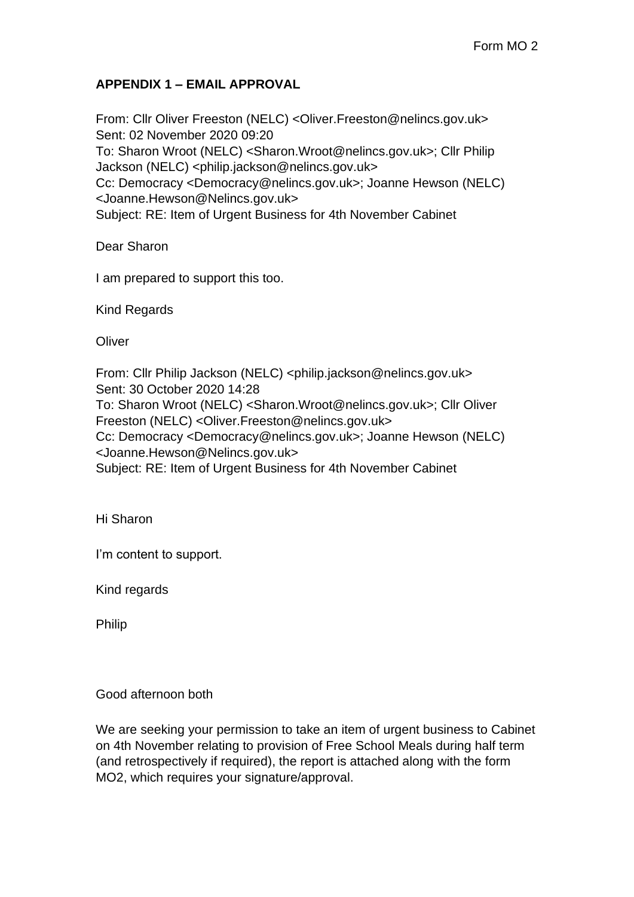Form MO 2

**APPENDIX 1 – EMAIL APPROVAL**

From: Cllr Oliver Freeston (NELC) <Oliver.Freeston@nelincs.gov.uk>
Sent: 02 November 2020 09:20
To: Sharon Wroot (NELC) <Sharon.Wroot@nelincs.gov.uk>; Cllr Philip Jackson (NELC) <philip.jackson@nelincs.gov.uk>
Cc: Democracy <Democracy@nelincs.gov.uk>; Joanne Hewson (NELC) <Joanne.Hewson@Nelincs.gov.uk>
Subject: RE: Item of Urgent Business for 4th November Cabinet

Dear Sharon

I am prepared to support this too.

Kind Regards

Oliver

From: Cllr Philip Jackson (NELC) <philip.jackson@nelincs.gov.uk>
Sent: 30 October 2020 14:28
To: Sharon Wroot (NELC) <Sharon.Wroot@nelincs.gov.uk>; Cllr Oliver Freeston (NELC) <Oliver.Freeston@nelincs.gov.uk>
Cc: Democracy <Democracy@nelincs.gov.uk>; Joanne Hewson (NELC) <Joanne.Hewson@Nelincs.gov.uk>
Subject: RE: Item of Urgent Business for 4th November Cabinet

Hi Sharon

I'm content to support.

Kind regards

Philip

Good afternoon both

We are seeking your permission to take an item of urgent business to Cabinet on 4th November relating to provision of Free School Meals during half term (and retrospectively if required), the report is attached along with the form MO2, which requires your signature/approval.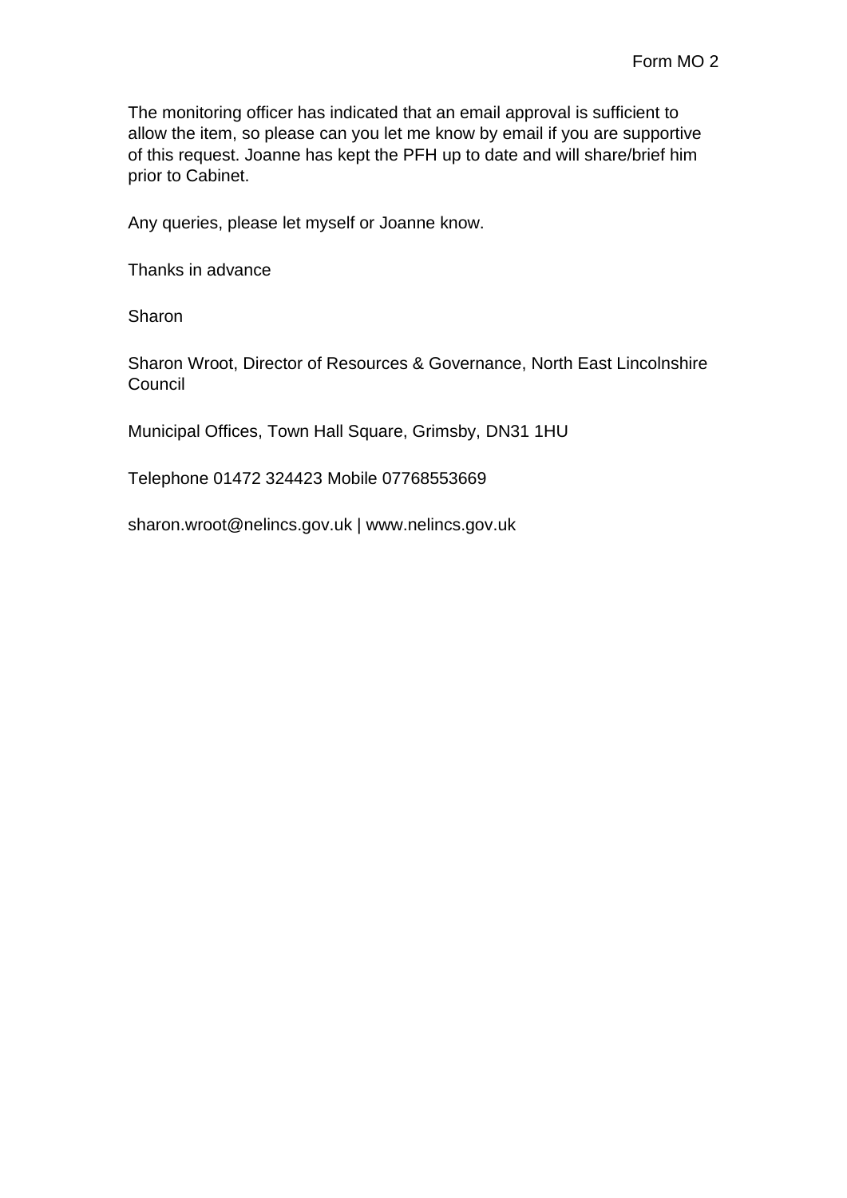The monitoring officer has indicated that an email approval is sufficient to allow the item, so please can you let me know by email if you are supportive of this request. Joanne has kept the PFH up to date and will share/brief him prior to Cabinet.

Any queries, please let myself or Joanne know.

Thanks in advance

Sharon

Sharon Wroot, Director of Resources & Governance, North East Lincolnshire Council

Municipal Offices, Town Hall Square, Grimsby, DN31 1HU

Telephone 01472 324423 Mobile 07768553669

sharon.wroot@nelincs.gov.uk | www.nelincs.gov.uk